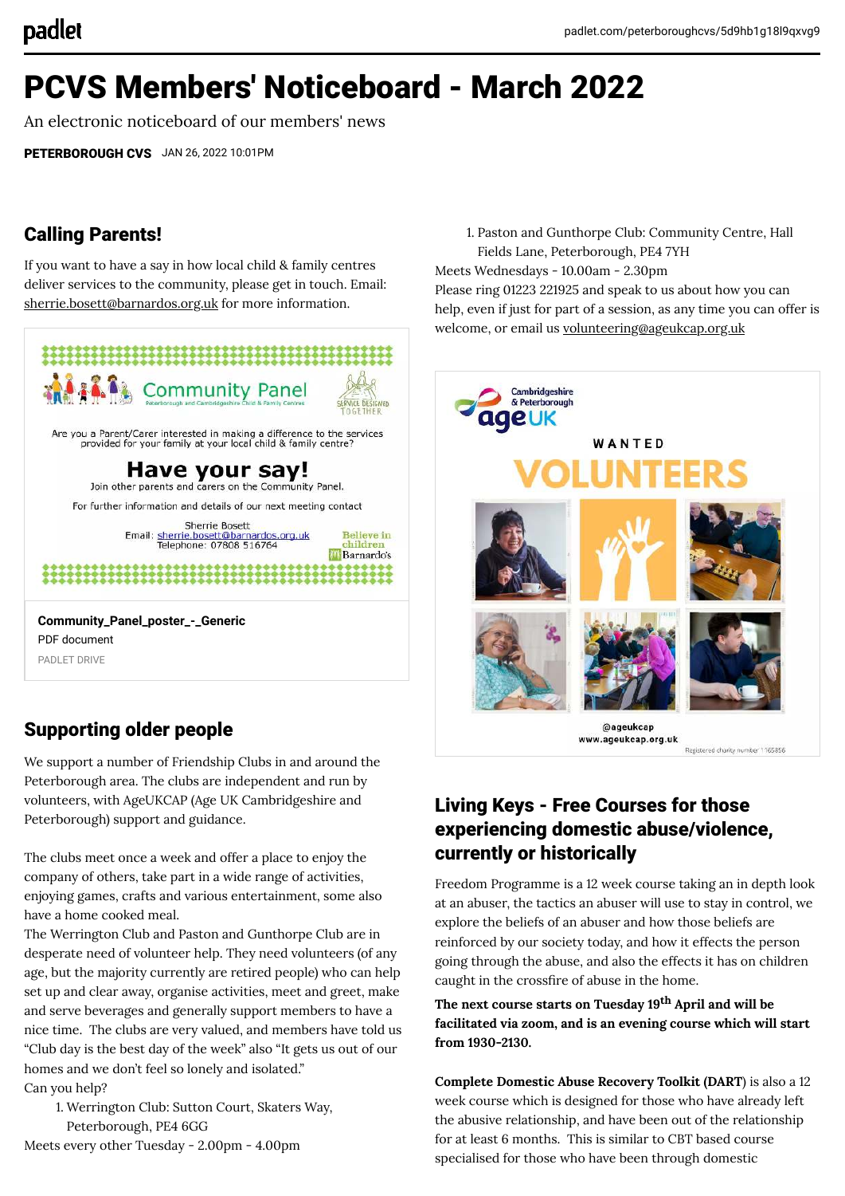# PCVS Members' Noticeboard - March 2022

An electronic noticeboard of our members' news

**PETERBOROUGH CVS** JAN 26, 2022 10:01PM

## Calling Parents!

If you want to have a say in how local child & family centres deliver services to the community, please get in touch. Email: sherrie.bosett@barnardos.org.uk for more information.

Community Panel

Peterborough and Cambridgeshire Child & Family Centres

Are you a Parent/Carer interested in making a difference to the services provided for your family at your local child & family centre?

**Have your say!**

Join other parents and carers on the Community Panel.

For further information and details of our next meeting contact

Sherrie Bosett
Email: sherrie.bosett@barnardos.org.uk
Telephone: 07808 516764

**Community_Panel_poster_-_Generic**
PDF document
PADLET DRIVE

## Supporting older people

We support a number of Friendship Clubs in and around the Peterborough area. The clubs are independent and run by volunteers, with AgeUKCAP (Age UK Cambridgeshire and Peterborough) support and guidance.

The clubs meet once a week and offer a place to enjoy the company of others, take part in a wide range of activities, enjoying games, crafts and various entertainment, some also have a home cooked meal.
The Werrington Club and Paston and Gunthorpe Club are in desperate need of volunteer help. They need volunteers (of any age, but the majority currently are retired people) who can help set up and clear away, organise activities, meet and greet, make and serve beverages and generally support members to have a nice time. The clubs are very valued, and members have told us "Club day is the best day of the week" also "It gets us out of our homes and we don't feel so lonely and isolated."
Can you help?

1. Werrington Club: Sutton Court, Skaters Way, Peterborough, PE4 6GG

Meets every other Tuesday - 2.00pm - 4.00pm

1. Paston and Gunthorpe Club: Community Centre, Hall Fields Lane, Peterborough, PE4 7YH

Meets Wednesdays - 10.00am - 2.30pm
Please ring 01223 221925 and speak to us about how you can help, even if just for part of a session, as any time you can offer is welcome, or email us volunteering@ageukcap.org.uk

Cambridgeshire & Peterborough ageUK

WANTED

VOLUNTEERS

@ageukcap
www.ageukcap.org.uk

Registered charity number 1165856

## Living Keys - Free Courses for those experiencing domestic abuse/violence, currently or historically

Freedom Programme is a 12 week course taking an in depth look at an abuser, the tactics an abuser will use to stay in control, we explore the beliefs of an abuser and how those beliefs are reinforced by our society today, and how it effects the person going through the abuse, and also the effects it has on children caught in the crossfire of abuse in the home.

**The next course starts on Tuesday 19th April and will be facilitated via zoom, and is an evening course which will start from 1930-2130.**

**Complete Domestic Abuse Recovery Toolkit (DART)** is also a 12 week course which is designed for those who have already left the abusive relationship, and have been out of the relationship for at least 6 months. This is similar to CBT based course specialised for those who have been through domestic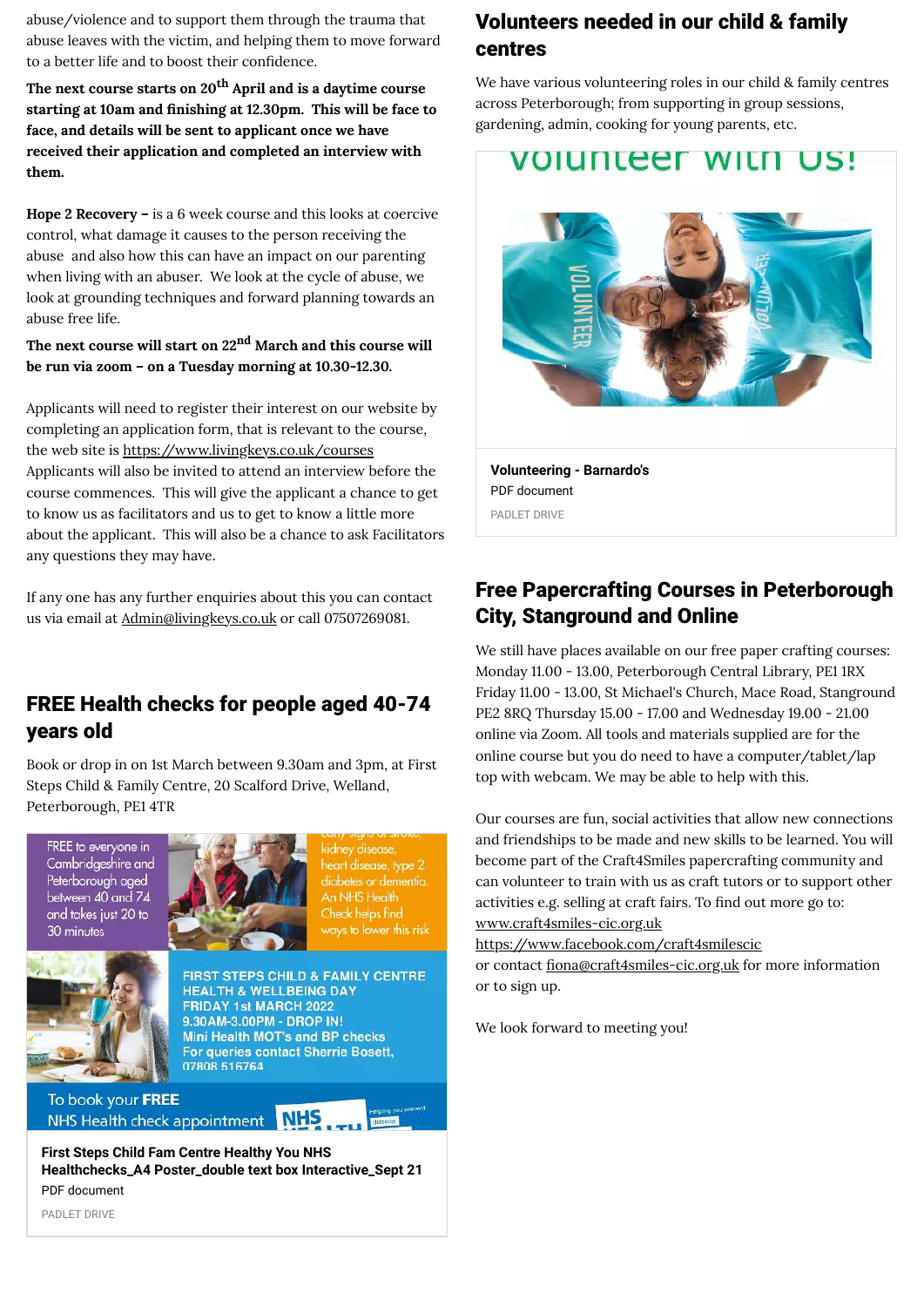abuse/violence and to support them through the trauma that abuse leaves with the victim, and helping them to move forward to a better life and to boost their confidence.

**The next course starts on 20th April and is a daytime course starting at 10am and finishing at 12.30pm. This will be face to face, and details will be sent to applicant once we have received their application and completed an interview with them.**

**Hope 2 Recovery –** is a 6 week course and this looks at coercive control, what damage it causes to the person receiving the abuse and also how this can have an impact on our parenting when living with an abuser. We look at the cycle of abuse, we look at grounding techniques and forward planning towards an abuse free life.

**The next course will start on 22nd March and this course will be run via zoom – on a Tuesday morning at 10.30-12.30.**

Applicants will need to register their interest on our website by completing an application form, that is relevant to the course, the web site is https://www.livingkeys.co.uk/courses Applicants will also be invited to attend an interview before the course commences. This will give the applicant a chance to get to know us as facilitators and us to get to know a little more about the applicant. This will also be a chance to ask Facilitators any questions they may have.

If any one has any further enquiries about this you can contact us via email at Admin@livingkeys.co.uk or call 07507269081.

## FREE Health checks for people aged 40-74 years old

Book or drop in on 1st March between 9.30am and 3pm, at First Steps Child & Family Centre, 20 Scalford Drive, Welland, Peterborough, PE1 4TR

FREE to everyone in Cambridgeshire and Peterborough aged between 40 and 74 and takes just 20 to 30 minutes

kidney disease, heart disease, type 2 diabetes or dementia. An NHS Health Check helps find ways to lower this risk

FIRST STEPS CHILD & FAMILY CENTRE HEALTH & WELLBEING DAY
FRIDAY 1st MARCH 2022
9.30AM-3.00PM - DROP IN!
Mini Health MOT's and BP checks
For queries contact Sherrie Bosett, 07808 516764

To book your **FREE** NHS Health check appointment

**First Steps Child Fam Centre Healthy You NHS Healthchecks_A4 Poster_double text box Interactive_Sept 21**
PDF document
PADLET DRIVE

## Volunteers needed in our child & family centres

We have various volunteering roles in our child & family centres across Peterborough; from supporting in group sessions, gardening, admin, cooking for young parents, etc.

Volunteer with us!

**Volunteering - Barnardo's**
PDF document
PADLET DRIVE

## Free Papercrafting Courses in Peterborough City, Stanground and Online

We still have places available on our free paper crafting courses: Monday 11.00 - 13.00, Peterborough Central Library, PE1 1RX Friday 11.00 - 13.00, St Michael's Church, Mace Road, Stanground PE2 8RQ Thursday 15.00 - 17.00 and Wednesday 19.00 - 21.00 online via Zoom. All tools and materials supplied are for the online course but you do need to have a computer/tablet/lap top with webcam. We may be able to help with this.

Our courses are fun, social activities that allow new connections and friendships to be made and new skills to be learned. You will become part of the Craft4Smiles papercrafting community and can volunteer to train with us as craft tutors or to support other activities e.g. selling at craft fairs. To find out more go to:
www.craft4smiles-cic.org.uk
https://www.facebook.com/craft4smilescic
or contact fiona@craft4smiles-cic.org.uk for more information or to sign up.

We look forward to meeting you!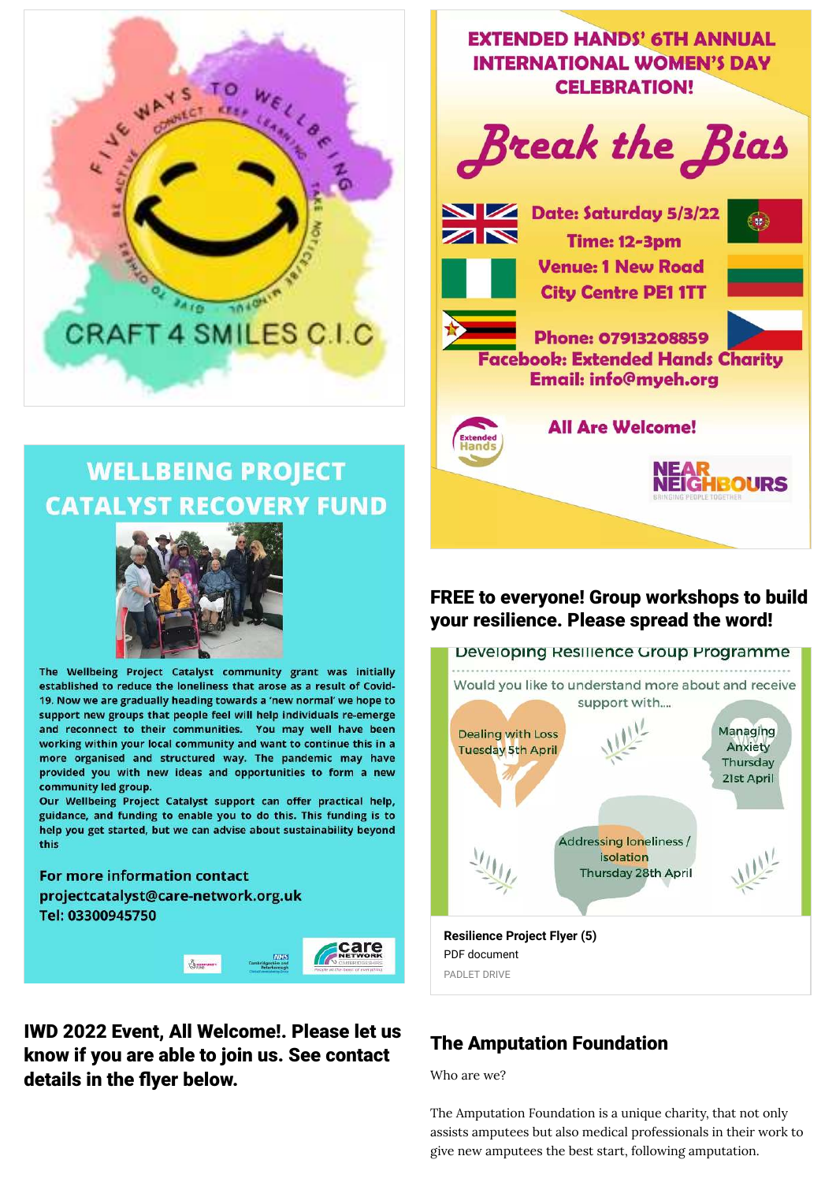FIVE WAYS TO WELLBEING

CONNECT · KEEP LEARNING · TAKE NOTICE · BE ACTIVE · GIVE TO OTHERS

CRAFT 4 SMILES C.I.C

## WELLBEING PROJECT CATALYST RECOVERY FUND

The Wellbeing Project Catalyst community grant was initially established to reduce the loneliness that arose as a result of Covid-19. Now we are gradually heading towards a 'new normal' we hope to support new groups that people feel will help individuals re-emerge and reconnect to their communities. You may well have been working within your local community and want to continue this in a more organised and structured way. The pandemic may have provided you with new ideas and opportunities to form a new community led group.

Our Wellbeing Project Catalyst support can offer practical help, guidance, and funding to enable you to do this. This funding is to help you get started, but we can advise about sustainability beyond this

For more information contact
projectcatalyst@care-network.org.uk
Tel: 03300945750

## IWD 2022 Event, All Welcome!. Please let us know if you are able to join us. See contact details in the flyer below.

EXTENDED HANDS' 6TH ANNUAL INTERNATIONAL WOMEN'S DAY CELEBRATION!

*Break the Bias*

Date: Saturday 5/3/22
Time: 12-3pm
Venue: 1 New Road City Centre PE1 1TT

Phone: 07913208859
Facebook: Extended Hands Charity
Email: info@myeh.org

All Are Welcome!

NEAR NEIGHBOURS — BRINGING PEOPLE TOGETHER

## FREE to everyone! Group workshops to build your resilience. Please spread the word!

Developing Resilience Group Programme

Would you like to understand more about and receive support with....

- Dealing with Loss — Tuesday 5th April
- Managing Anxiety — Thursday 21st April
- Addressing loneliness / isolation — Thursday 28th April

**Resilience Project Flyer (5)**
PDF document
PADLET DRIVE

## The Amputation Foundation

Who are we?

The Amputation Foundation is a unique charity, that not only assists amputees but also medical professionals in their work to give new amputees the best start, following amputation.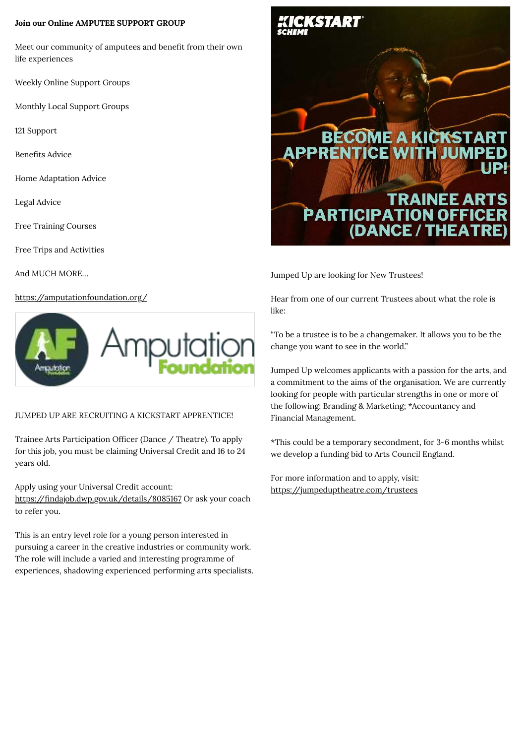**Join our Online AMPUTEE SUPPORT GROUP**

Meet our community of amputees and benefit from their own life experiences

Weekly Online Support Groups

Monthly Local Support Groups

121 Support

Benefits Advice

Home Adaptation Advice

Legal Advice

Free Training Courses

Free Trips and Activities

And MUCH MORE...

https://amputationfoundation.org/

JUMPED UP ARE RECRUITING A KICKSTART APPRENTICE!

Trainee Arts Participation Officer (Dance / Theatre). To apply for this job, you must be claiming Universal Credit and 16 to 24 years old.

Apply using your Universal Credit account: https://findajob.dwp.gov.uk/details/8085167 Or ask your coach to refer you.

This is an entry level role for a young person interested in pursuing a career in the creative industries or community work. The role will include a varied and interesting programme of experiences, shadowing experienced performing arts specialists.

Jumped Up are looking for New Trustees!

Hear from one of our current Trustees about what the role is like:

"To be a trustee is to be a changemaker. It allows you to be the change you want to see in the world."

Jumped Up welcomes applicants with a passion for the arts, and a commitment to the aims of the organisation. We are currently looking for people with particular strengths in one or more of the following: Branding & Marketing; *Accountancy and Financial Management.

*This could be a temporary secondment, for 3-6 months whilst we develop a funding bid to Arts Council England.

For more information and to apply, visit: https://jumpeduptheatre.com/trustees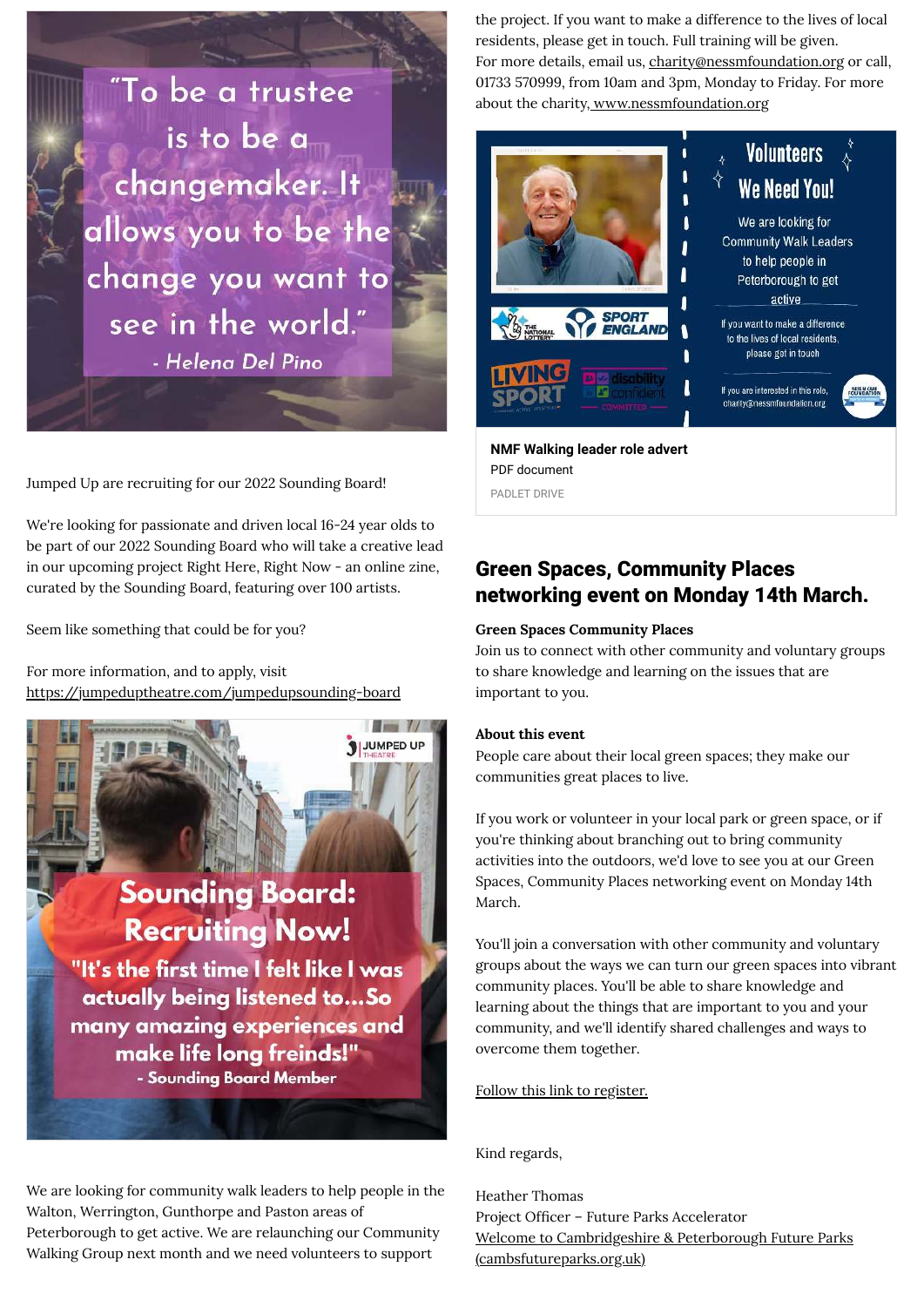"To be a trustee is to be a changemaker. It allows you to be the change you want to see in the world."
- Helena Del Pino

Jumped Up are recruiting for our 2022 Sounding Board!

We're looking for passionate and driven local 16-24 year olds to be part of our 2022 Sounding Board who will take a creative lead in our upcoming project Right Here, Right Now - an online zine, curated by the Sounding Board, featuring over 100 artists.

Seem like something that could be for you?

For more information, and to apply, visit https://jumpeduptheatre.com/jumpedupsounding-board

JUMPED UP THEATRE

Sounding Board: Recruiting Now!

"It's the first time I felt like I was actually being listened to...So many amazing experiences and make life long freinds!"
- Sounding Board Member

We are looking for community walk leaders to help people in the Walton, Werrington, Gunthorpe and Paston areas of Peterborough to get active. We are relaunching our Community Walking Group next month and we need volunteers to support the project. If you want to make a difference to the lives of local residents, please get in touch. Full training will be given.
For more details, email us, charity@nessmfoundation.org or call, 01733 570999, from 10am and 3pm, Monday to Friday. For more about the charity, www.nessmfoundation.org

Volunteers We Need You!

We are looking for Community Walk Leaders to help people in Peterborough to get active

If you want to make a difference to the lives of local residents, please get in touch

If you are interested in this role, charity@nessmfoundation.org

**NMF Walking leader role advert**
PDF document
PADLET DRIVE

## Green Spaces, Community Places networking event on Monday 14th March.

**Green Spaces Community Places**
Join us to connect with other community and voluntary groups to share knowledge and learning on the issues that are important to you.

**About this event**
People care about their local green spaces; they make our communities great places to live.

If you work or volunteer in your local park or green space, or if you're thinking about branching out to bring community activities into the outdoors, we'd love to see you at our Green Spaces, Community Places networking event on Monday 14th March.

You'll join a conversation with other community and voluntary groups about the ways we can turn our green spaces into vibrant community places. You'll be able to share knowledge and learning about the things that are important to you and your community, and we'll identify shared challenges and ways to overcome them together.

Follow this link to register.

Kind regards,

Heather Thomas
Project Officer – Future Parks Accelerator
Welcome to Cambridgeshire & Peterborough Future Parks (cambsfutureparks.org.uk)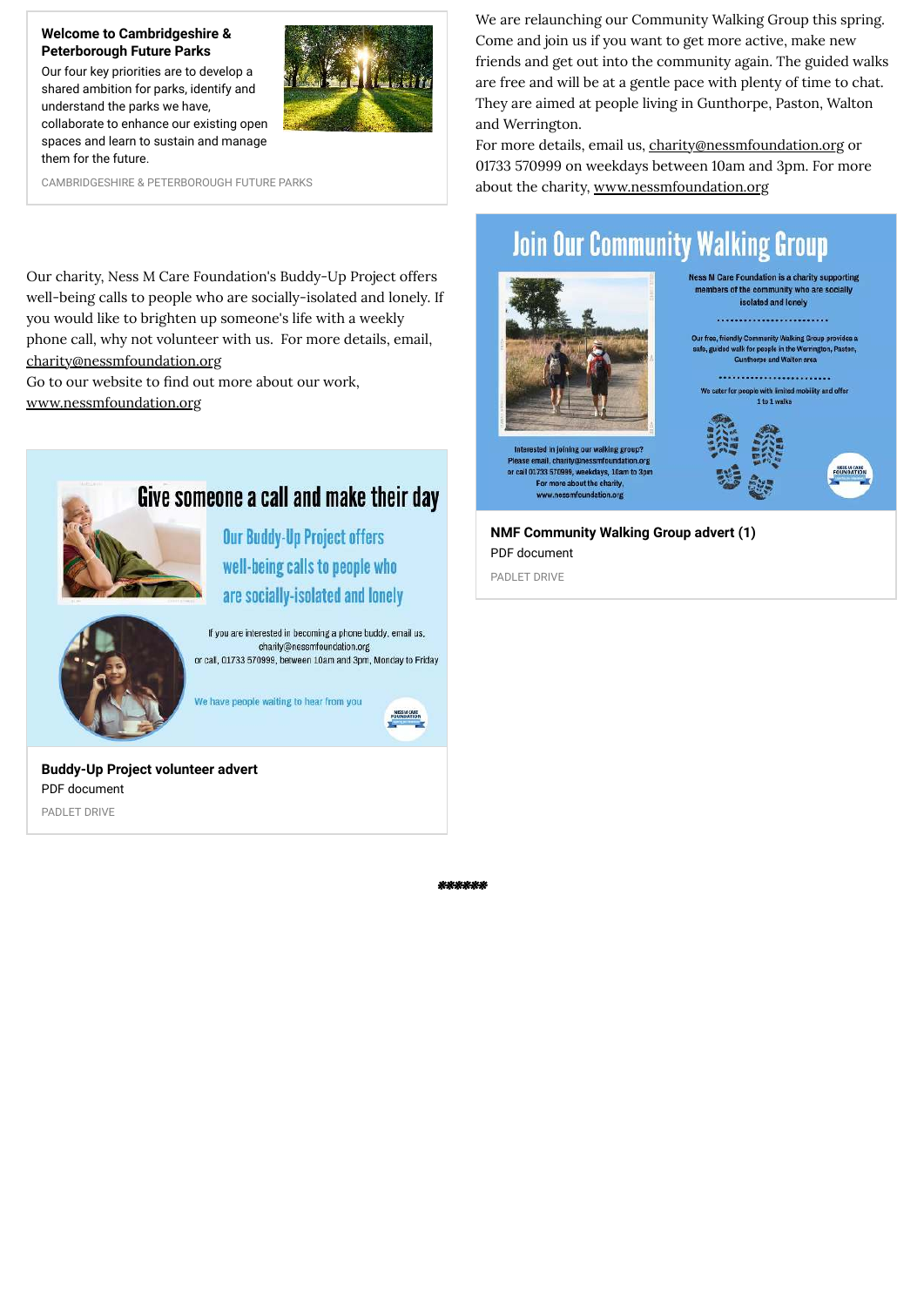**Welcome to Cambridgeshire & Peterborough Future Parks**

Our four key priorities are to develop a shared ambition for parks, identify and understand the parks we have, collaborate to enhance our existing open spaces and learn to sustain and manage them for the future.

CAMBRIDGESHIRE & PETERBOROUGH FUTURE PARKS

Our charity, Ness M Care Foundation's Buddy-Up Project offers well-being calls to people who are socially-isolated and lonely. If you would like to brighten up someone's life with a weekly phone call, why not volunteer with us. For more details, email, charity@nessmfoundation.org

Go to our website to find out more about our work, www.nessmfoundation.org

Give someone a call and make their day

Our Buddy-Up Project offers well-being calls to people who are socially-isolated and lonely

If you are interested in becoming a phone buddy, email us, charity@nessmfoundation.org or call, 01733 570999, between 10am and 3pm, Monday to Friday

We have people waiting to hear from you

**Buddy-Up Project volunteer advert**

PDF document

PADLET DRIVE

We are relaunching our Community Walking Group this spring. Come and join us if you want to get more active, make new friends and get out into the community again. The guided walks are free and will be at a gentle pace with plenty of time to chat. They are aimed at people living in Gunthorpe, Paston, Walton and Werrington.

For more details, email us, charity@nessmfoundation.org or 01733 570999 on weekdays between 10am and 3pm. For more about the charity, www.nessmfoundation.org

Join Our Community Walking Group

Ness M Care Foundation is a charity supporting members of the community who are socially isolated and lonely

Our free, friendly Community Walking Group provides a safe, guided walk for people in the Werrington, Paston, Gunthorpe and Walton area

We cater for people with limited mobility and offer 1 to 1 walks

Interested in joining our walking group? Please email, charity@nessmfoundation.org or call 01733 570999, weekdays, 10am to 3pm

For more about the charity, www.nessmfoundation.org

**NMF Community Walking Group advert (1)**

PDF document

PADLET DRIVE

******